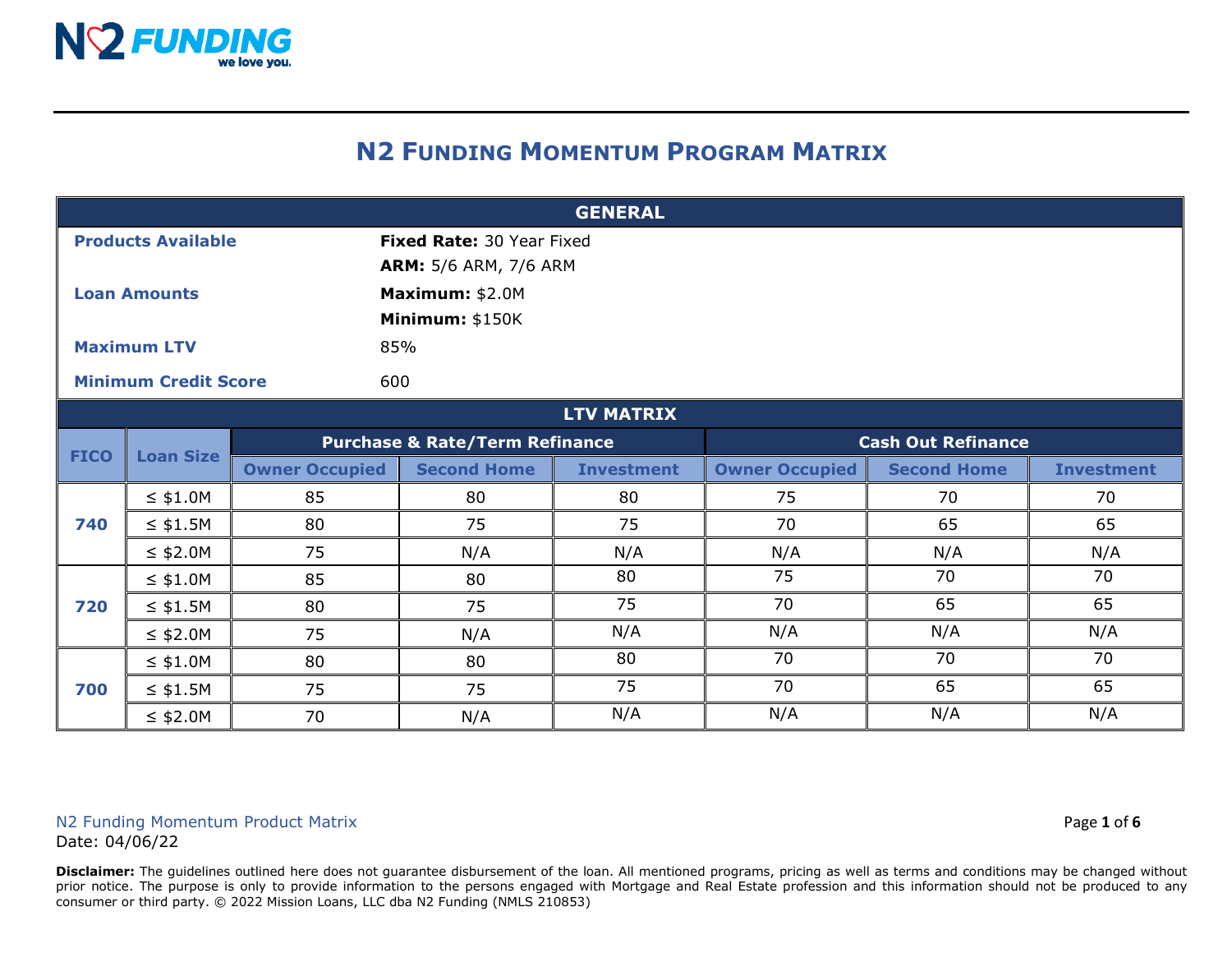N2 FUNDING
we love you.

# N2 Funding Momentum Program Matrix

| GENERAL | |
|---|---|
| **Products Available** | **Fixed Rate:** 30 Year Fixed<br>**ARM:** 5/6 ARM, 7/6 ARM |
| **Loan Amounts** | **Maximum:** $2.0M<br>**Minimum:** $150K |
| **Maximum LTV** | 85% |
| **Minimum Credit Score** | 600 |

**LTV MATRIX**

| FICO | Loan Size | Purchase & Rate/Term Refinance | | | Cash Out Refinance | | |
|---|---|---|---|---|---|---|---|
| | | Owner Occupied | Second Home | Investment | Owner Occupied | Second Home | Investment |
| 740 | ≤ $1.0M | 85 | 80 | 80 | 75 | 70 | 70 |
| | ≤ $1.5M | 80 | 75 | 75 | 70 | 65 | 65 |
| | ≤ $2.0M | 75 | N/A | N/A | N/A | N/A | N/A |
| 720 | ≤ $1.0M | 85 | 80 | 80 | 75 | 70 | 70 |
| | ≤ $1.5M | 80 | 75 | 75 | 70 | 65 | 65 |
| | ≤ $2.0M | 75 | N/A | N/A | N/A | N/A | N/A |
| 700 | ≤ $1.0M | 80 | 80 | 80 | 70 | 70 | 70 |
| | ≤ $1.5M | 75 | 75 | 75 | 70 | 65 | 65 |
| | ≤ $2.0M | 70 | N/A | N/A | N/A | N/A | N/A |

N2 Funding Momentum Product Matrix
Date: 04/06/22

**Disclaimer:** The guidelines outlined here does not guarantee disbursement of the loan. All mentioned programs, pricing as well as terms and conditions may be changed without prior notice. The purpose is only to provide information to the persons engaged with Mortgage and Real Estate profession and this information should not be produced to any consumer or third party. © 2022 Mission Loans, LLC dba N2 Funding (NMLS 210853)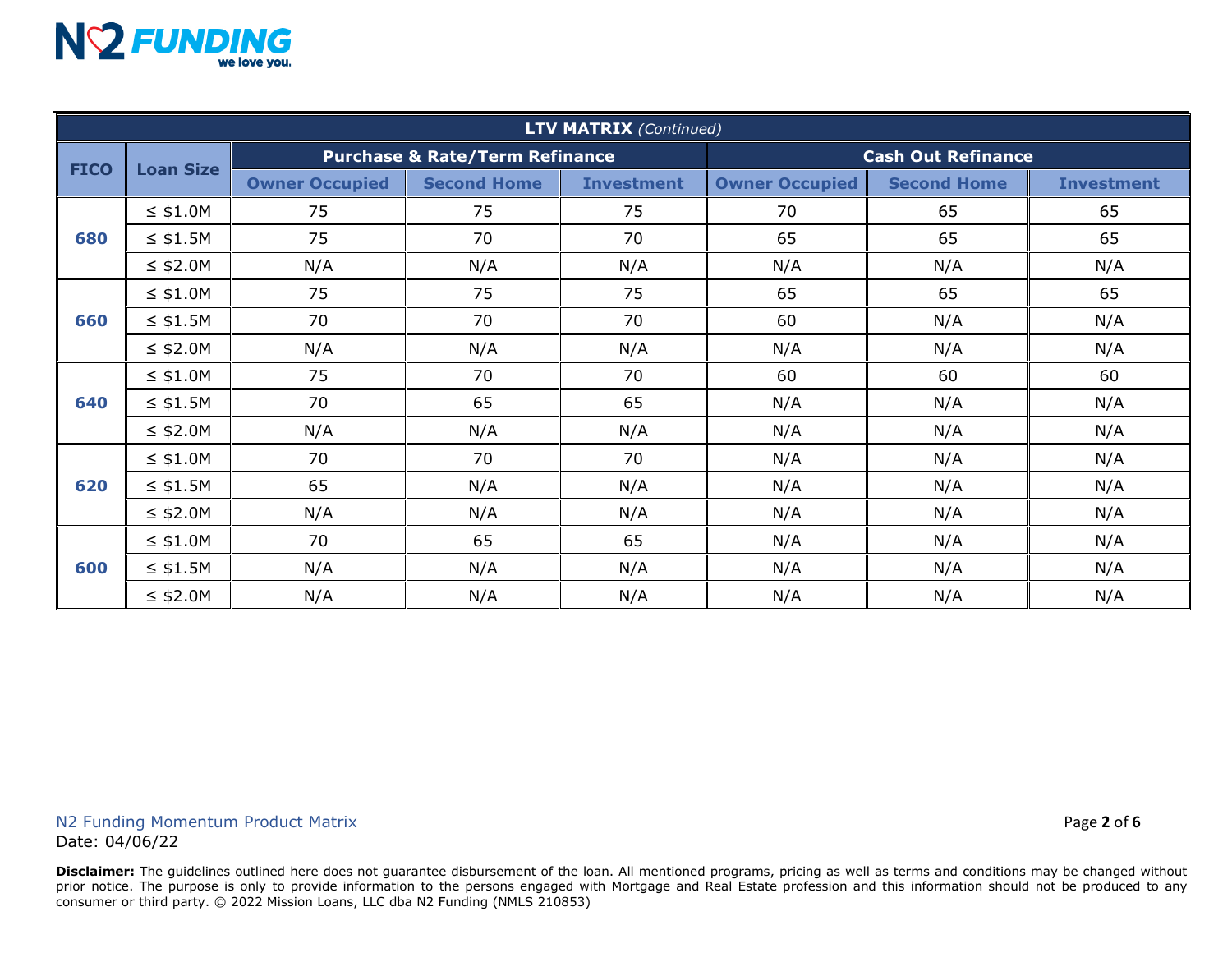| LTV MATRIX *(Continued)* | | | | | | | |
|---|---|---|---|---|---|---|---|
| **FICO** | **Loan Size** | **Purchase & Rate/Term Refinance** | | | **Cash Out Refinance** | | |
| | | **Owner Occupied** | **Second Home** | **Investment** | **Owner Occupied** | **Second Home** | **Investment** |
| **680** | ≤ $1.0M | 75 | 75 | 75 | 70 | 65 | 65 |
| | ≤ $1.5M | 75 | 70 | 70 | 65 | 65 | 65 |
| | ≤ $2.0M | N/A | N/A | N/A | N/A | N/A | N/A |
| **660** | ≤ $1.0M | 75 | 75 | 75 | 65 | 65 | 65 |
| | ≤ $1.5M | 70 | 70 | 70 | 60 | N/A | N/A |
| | ≤ $2.0M | N/A | N/A | N/A | N/A | N/A | N/A |
| **640** | ≤ $1.0M | 75 | 70 | 70 | 60 | 60 | 60 |
| | ≤ $1.5M | 70 | 65 | 65 | N/A | N/A | N/A |
| | ≤ $2.0M | N/A | N/A | N/A | N/A | N/A | N/A |
| **620** | ≤ $1.0M | 70 | 70 | 70 | N/A | N/A | N/A |
| | ≤ $1.5M | 65 | N/A | N/A | N/A | N/A | N/A |
| | ≤ $2.0M | N/A | N/A | N/A | N/A | N/A | N/A |
| **600** | ≤ $1.0M | 70 | 65 | 65 | N/A | N/A | N/A |
| | ≤ $1.5M | N/A | N/A | N/A | N/A | N/A | N/A |
| | ≤ $2.0M | N/A | N/A | N/A | N/A | N/A | N/A |

N2 Funding Momentum Product Matrix
Date: 04/06/22

**Disclaimer:** The guidelines outlined here does not guarantee disbursement of the loan. All mentioned programs, pricing as well as terms and conditions may be changed without prior notice. The purpose is only to provide information to the persons engaged with Mortgage and Real Estate profession and this information should not be produced to any consumer or third party. © 2022 Mission Loans, LLC dba N2 Funding (NMLS 210853)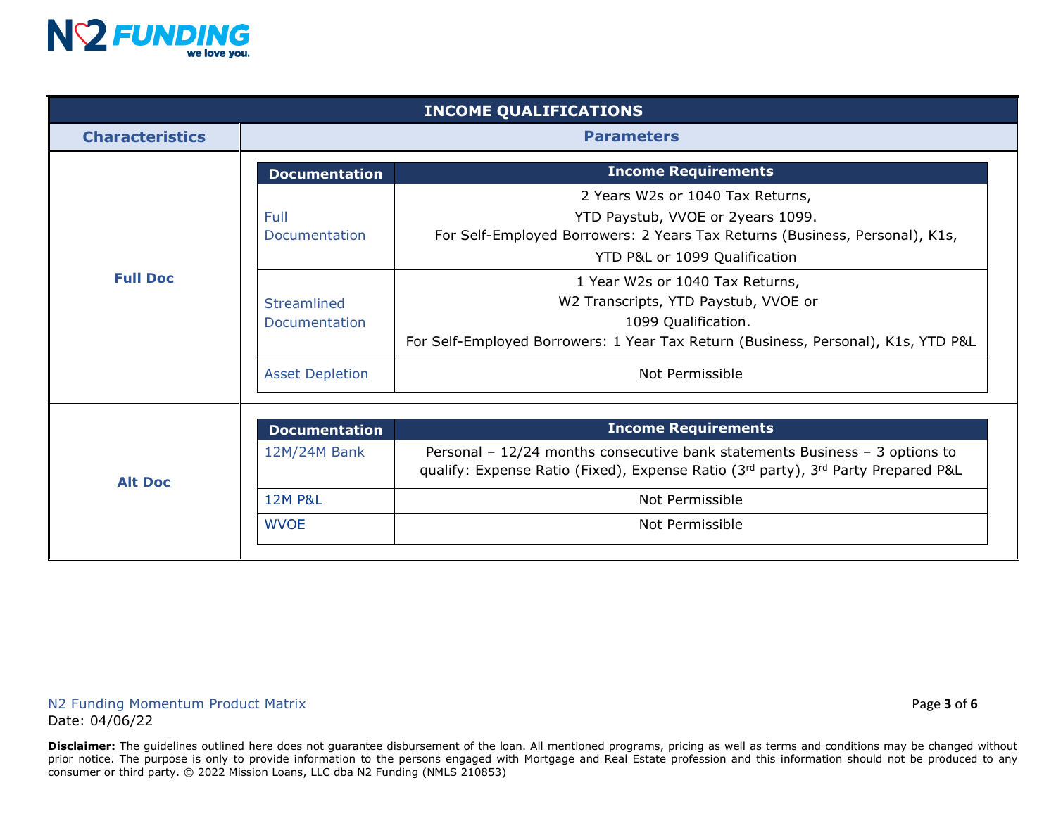# INCOME QUALIFICATIONS

| Characteristics | Documentation | Income Requirements |
|---|---|---|
| **Full Doc** | Full Documentation | 2 Years W2s or 1040 Tax Returns, YTD Paystub, VVOE or 2years 1099. For Self-Employed Borrowers: 2 Years Tax Returns (Business, Personal), K1s, YTD P&L or 1099 Qualification |
| | Streamlined Documentation | 1 Year W2s or 1040 Tax Returns, W2 Transcripts, YTD Paystub, VVOE or 1099 Qualification. For Self-Employed Borrowers: 1 Year Tax Return (Business, Personal), K1s, YTD P&L |
| | Asset Depletion | Not Permissible |
| **Alt Doc** | 12M/24M Bank | Personal – 12/24 months consecutive bank statements Business – 3 options to qualify: Expense Ratio (Fixed), Expense Ratio (3rd party), 3rd Party Prepared P&L |
| | 12M P&L | Not Permissible |
| | WVOE | Not Permissible |

N2 Funding Momentum Product Matrix
Date: 04/06/22

**Disclaimer:** The guidelines outlined here does not guarantee disbursement of the loan. All mentioned programs, pricing as well as terms and conditions may be changed without prior notice. The purpose is only to provide information to the persons engaged with Mortgage and Real Estate profession and this information should not be produced to any consumer or third party. © 2022 Mission Loans, LLC dba N2 Funding (NMLS 210853)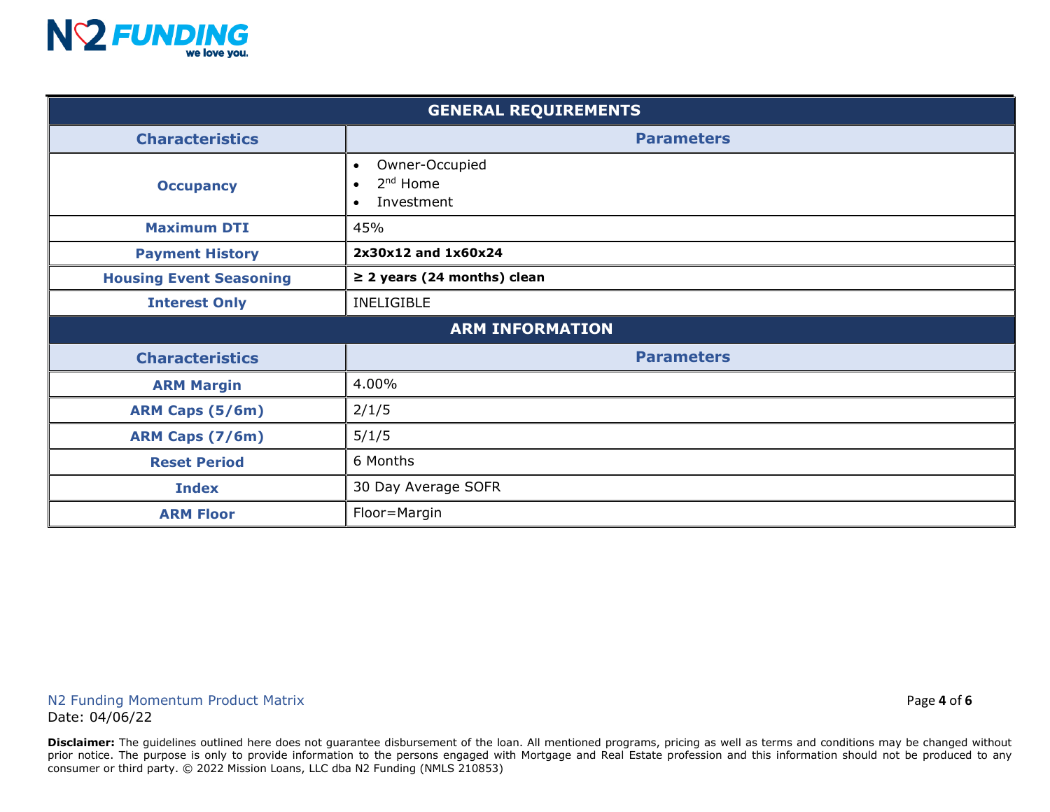| GENERAL REQUIREMENTS | |
|---|---|
| **Characteristics** | **Parameters** |
| **Occupancy** | • Owner-Occupied<br>• 2nd Home<br>• Investment |
| **Maximum DTI** | 45% |
| **Payment History** | **2x30x12 and 1x60x24** |
| **Housing Event Seasoning** | **≥ 2 years (24 months) clean** |
| **Interest Only** | INELIGIBLE |

| ARM INFORMATION | |
|---|---|
| **Characteristics** | **Parameters** |
| **ARM Margin** | 4.00% |
| **ARM Caps (5/6m)** | 2/1/5 |
| **ARM Caps (7/6m)** | 5/1/5 |
| **Reset Period** | 6 Months |
| **Index** | 30 Day Average SOFR |
| **ARM Floor** | Floor=Margin |

N2 Funding Momentum Product Matrix
Date: 04/06/22

**Disclaimer:** The guidelines outlined here does not guarantee disbursement of the loan. All mentioned programs, pricing as well as terms and conditions may be changed without prior notice. The purpose is only to provide information to the persons engaged with Mortgage and Real Estate profession and this information should not be produced to any consumer or third party. © 2022 Mission Loans, LLC dba N2 Funding (NMLS 210853)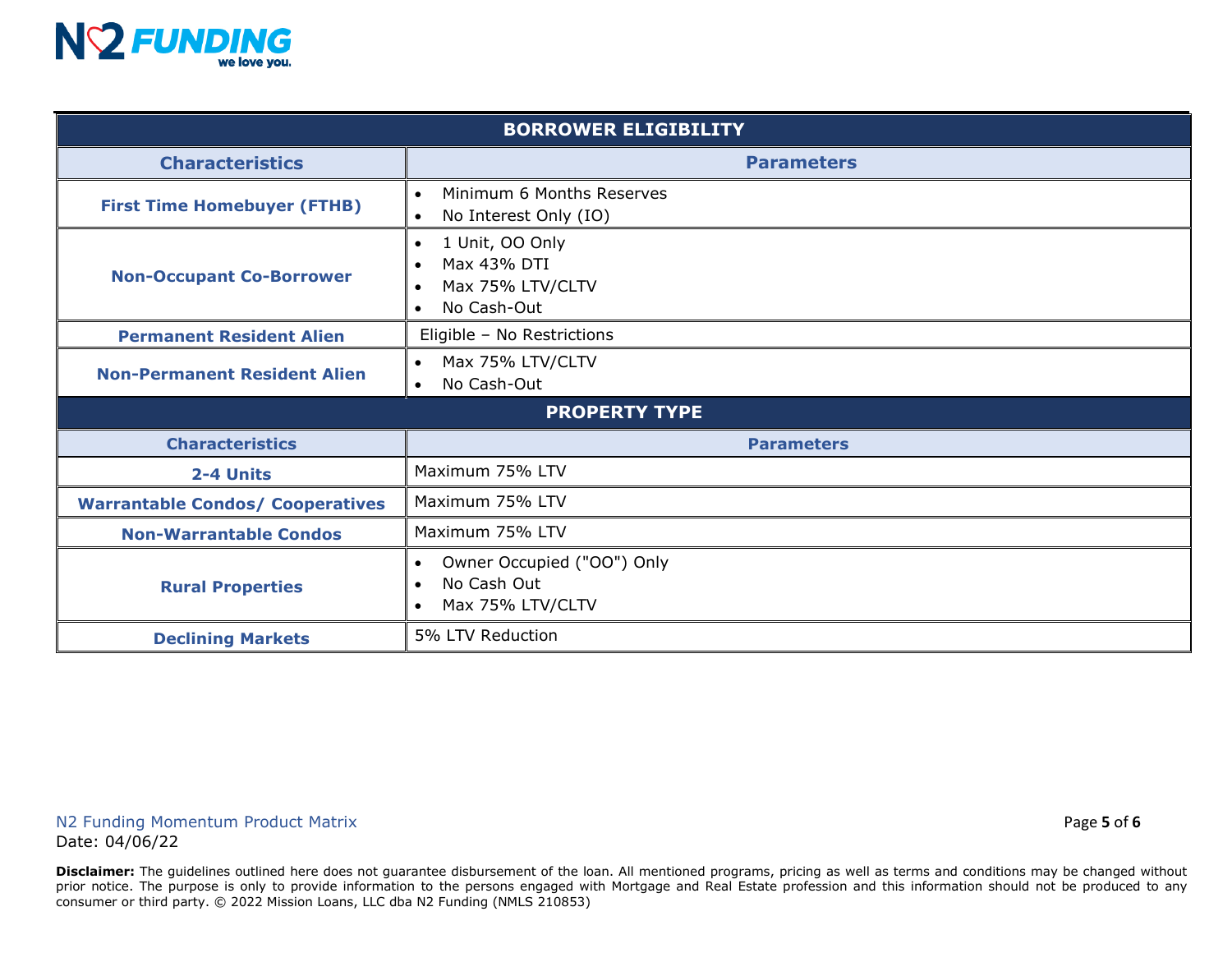| BORROWER ELIGIBILITY | |
|---|---|
| **Characteristics** | **Parameters** |
| **First Time Homebuyer (FTHB)** | • Minimum 6 Months Reserves<br>• No Interest Only (IO) |
| **Non-Occupant Co-Borrower** | • 1 Unit, OO Only<br>• Max 43% DTI<br>• Max 75% LTV/CLTV<br>• No Cash-Out |
| **Permanent Resident Alien** | Eligible – No Restrictions |
| **Non-Permanent Resident Alien** | • Max 75% LTV/CLTV<br>• No Cash-Out |

| PROPERTY TYPE | |
|---|---|
| **Characteristics** | **Parameters** |
| **2-4 Units** | Maximum 75% LTV |
| **Warrantable Condos/ Cooperatives** | Maximum 75% LTV |
| **Non-Warrantable Condos** | Maximum 75% LTV |
| **Rural Properties** | • Owner Occupied ("OO") Only<br>• No Cash Out<br>• Max 75% LTV/CLTV |
| **Declining Markets** | 5% LTV Reduction |

N2 Funding Momentum Product Matrix
Date: 04/06/22

**Disclaimer:** The guidelines outlined here does not guarantee disbursement of the loan. All mentioned programs, pricing as well as terms and conditions may be changed without prior notice. The purpose is only to provide information to the persons engaged with Mortgage and Real Estate profession and this information should not be produced to any consumer or third party. © 2022 Mission Loans, LLC dba N2 Funding (NMLS 210853)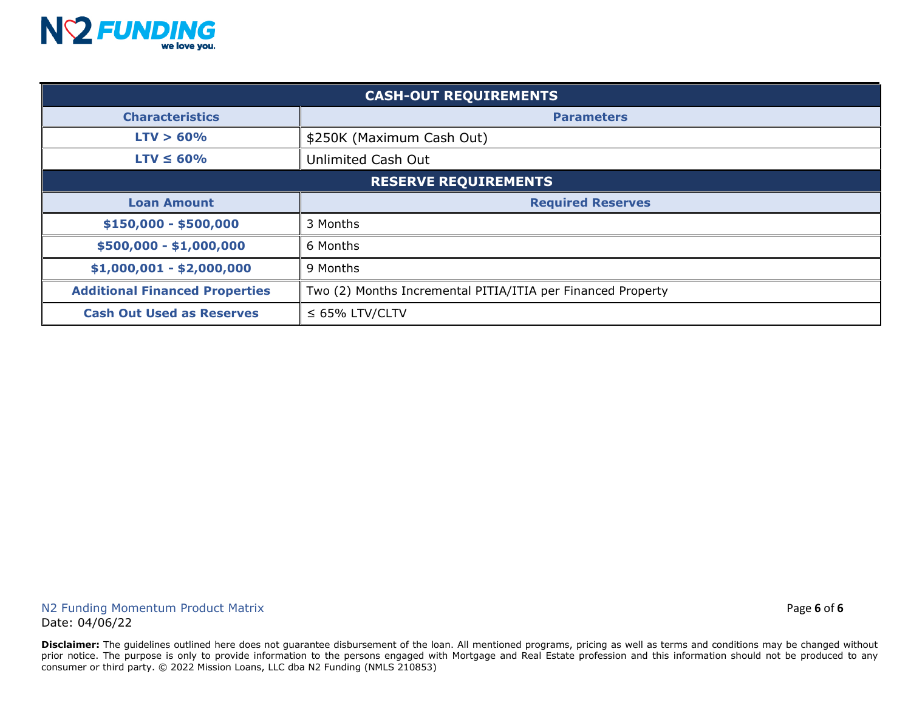| CASH-OUT REQUIREMENTS | |
|---|---|
| **Characteristics** | **Parameters** |
| **LTV > 60%** | $250K (Maximum Cash Out) |
| **LTV ≤ 60%** | Unlimited Cash Out |

| RESERVE REQUIREMENTS | |
|---|---|
| **Loan Amount** | **Required Reserves** |
| **$150,000 - $500,000** | 3 Months |
| **$500,000 - $1,000,000** | 6 Months |
| **$1,000,001 - $2,000,000** | 9 Months |
| **Additional Financed Properties** | Two (2) Months Incremental PITIA/ITIA per Financed Property |
| **Cash Out Used as Reserves** | ≤ 65% LTV/CLTV |

N2 Funding Momentum Product Matrix
Date: 04/06/22

**Disclaimer:** The guidelines outlined here does not guarantee disbursement of the loan. All mentioned programs, pricing as well as terms and conditions may be changed without prior notice. The purpose is only to provide information to the persons engaged with Mortgage and Real Estate profession and this information should not be produced to any consumer or third party. © 2022 Mission Loans, LLC dba N2 Funding (NMLS 210853)